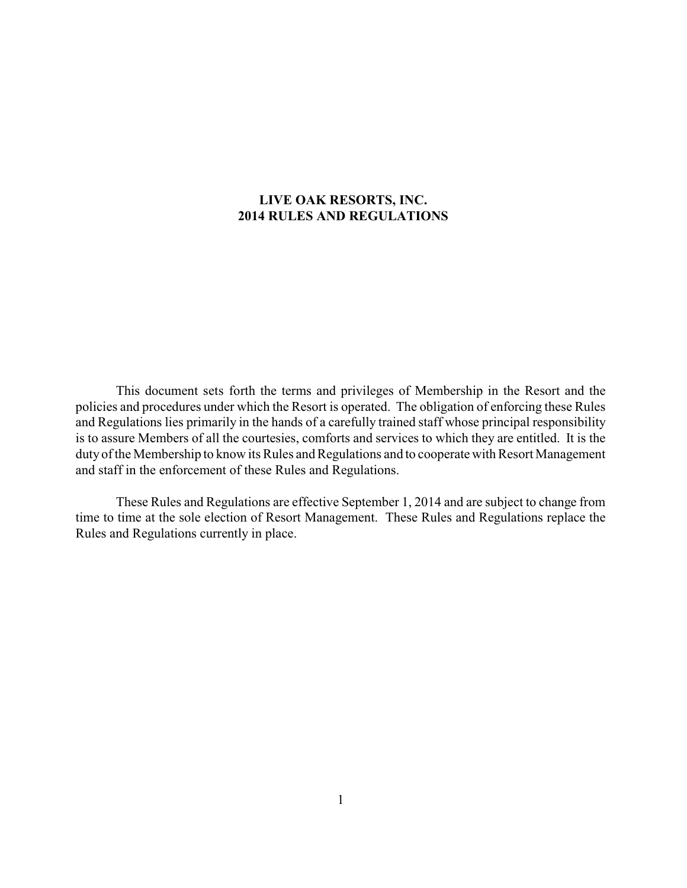# LIVE OAK RESORTS, INC.
# 2014 RULES AND REGULATIONS

This document sets forth the terms and privileges of Membership in the Resort and the policies and procedures under which the Resort is operated. The obligation of enforcing these Rules and Regulations lies primarily in the hands of a carefully trained staff whose principal responsibility is to assure Members of all the courtesies, comforts and services to which they are entitled. It is the duty of the Membership to know its Rules and Regulations and to cooperate with Resort Management and staff in the enforcement of these Rules and Regulations.

These Rules and Regulations are effective September 1, 2014 and are subject to change from time to time at the sole election of Resort Management. These Rules and Regulations replace the Rules and Regulations currently in place.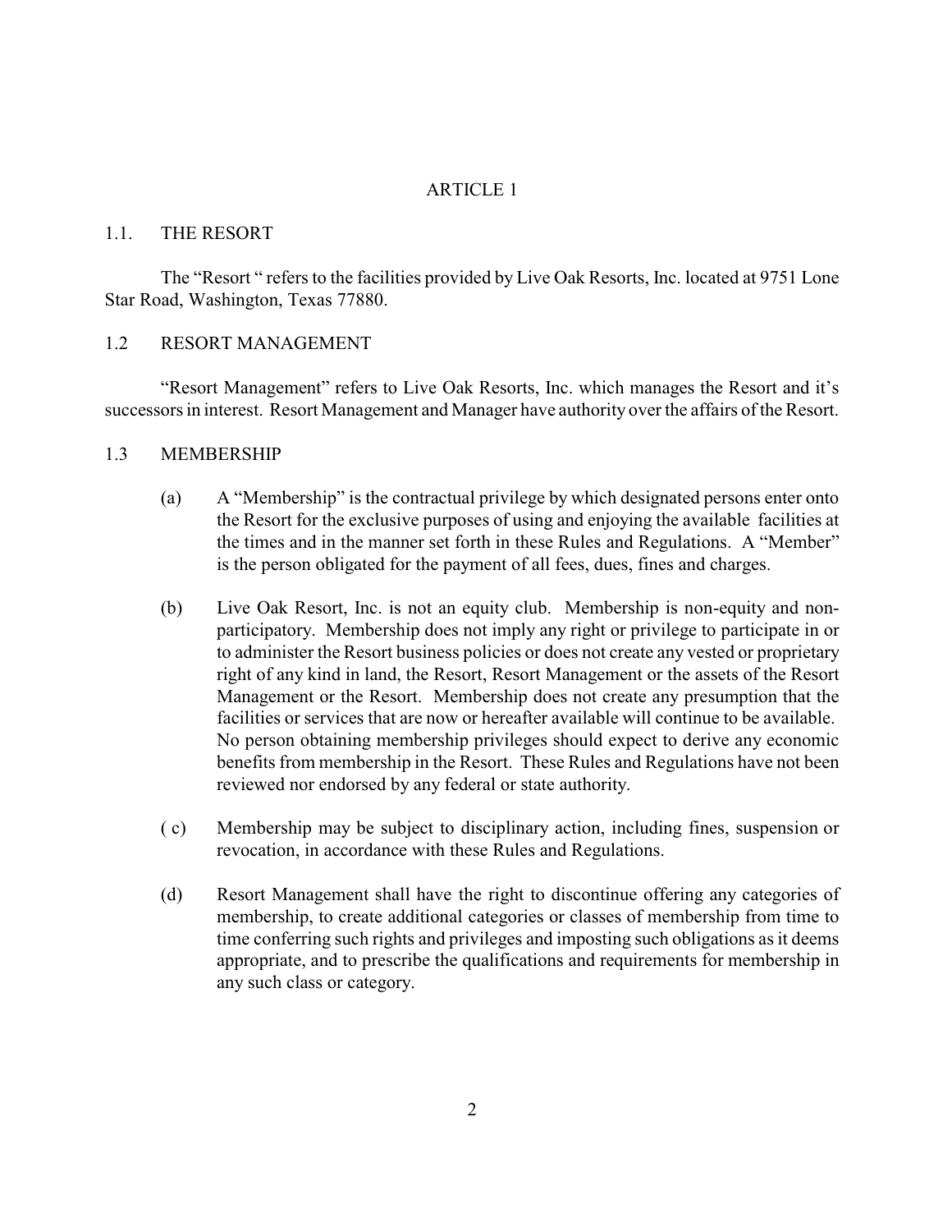# ARTICLE 1

## 1.1. THE RESORT

The "Resort " refers to the facilities provided by Live Oak Resorts, Inc. located at 9751 Lone Star Road, Washington, Texas 77880.

## 1.2 RESORT MANAGEMENT

"Resort Management" refers to Live Oak Resorts, Inc. which manages the Resort and it's successors in interest. Resort Management and Manager have authority over the affairs of the Resort.

## 1.3 MEMBERSHIP

(a) A "Membership" is the contractual privilege by which designated persons enter onto the Resort for the exclusive purposes of using and enjoying the available facilities at the times and in the manner set forth in these Rules and Regulations. A "Member" is the person obligated for the payment of all fees, dues, fines and charges.

(b) Live Oak Resort, Inc. is not an equity club. Membership is non-equity and non-participatory. Membership does not imply any right or privilege to participate in or to administer the Resort business policies or does not create any vested or proprietary right of any kind in land, the Resort, Resort Management or the assets of the Resort Management or the Resort. Membership does not create any presumption that the facilities or services that are now or hereafter available will continue to be available. No person obtaining membership privileges should expect to derive any economic benefits from membership in the Resort. These Rules and Regulations have not been reviewed nor endorsed by any federal or state authority.

( c) Membership may be subject to disciplinary action, including fines, suspension or revocation, in accordance with these Rules and Regulations.

(d) Resort Management shall have the right to discontinue offering any categories of membership, to create additional categories or classes of membership from time to time conferring such rights and privileges and imposting such obligations as it deems appropriate, and to prescribe the qualifications and requirements for membership in any such class or category.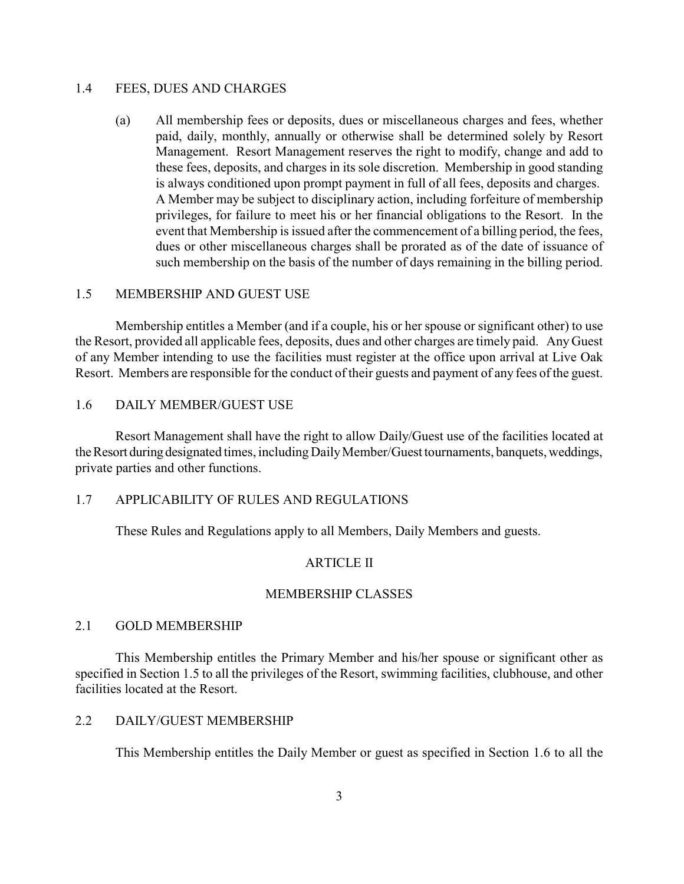### 1.4 FEES, DUES AND CHARGES

(a) All membership fees or deposits, dues or miscellaneous charges and fees, whether paid, daily, monthly, annually or otherwise shall be determined solely by Resort Management. Resort Management reserves the right to modify, change and add to these fees, deposits, and charges in its sole discretion. Membership in good standing is always conditioned upon prompt payment in full of all fees, deposits and charges. A Member may be subject to disciplinary action, including forfeiture of membership privileges, for failure to meet his or her financial obligations to the Resort. In the event that Membership is issued after the commencement of a billing period, the fees, dues or other miscellaneous charges shall be prorated as of the date of issuance of such membership on the basis of the number of days remaining in the billing period.

### 1.5 MEMBERSHIP AND GUEST USE

Membership entitles a Member (and if a couple, his or her spouse or significant other) to use the Resort, provided all applicable fees, deposits, dues and other charges are timely paid. Any Guest of any Member intending to use the facilities must register at the office upon arrival at Live Oak Resort. Members are responsible for the conduct of their guests and payment of any fees of the guest.

### 1.6 DAILY MEMBER/GUEST USE

Resort Management shall have the right to allow Daily/Guest use of the facilities located at the Resort during designated times, including Daily Member/Guest tournaments, banquets, weddings, private parties and other functions.

### 1.7 APPLICABILITY OF RULES AND REGULATIONS

These Rules and Regulations apply to all Members, Daily Members and guests.

## ARTICLE II

## MEMBERSHIP CLASSES

### 2.1 GOLD MEMBERSHIP

This Membership entitles the Primary Member and his/her spouse or significant other as specified in Section 1.5 to all the privileges of the Resort, swimming facilities, clubhouse, and other facilities located at the Resort.

### 2.2 DAILY/GUEST MEMBERSHIP

This Membership entitles the Daily Member or guest as specified in Section 1.6 to all the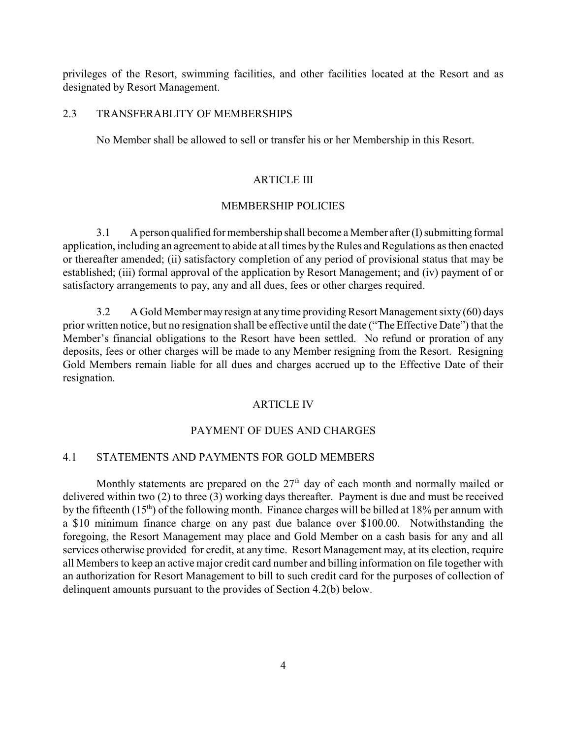privileges of the Resort, swimming facilities, and other facilities located at the Resort and as designated by Resort Management.

## 2.3 TRANSFERABLITY OF MEMBERSHIPS

No Member shall be allowed to sell or transfer his or her Membership in this Resort.

## ARTICLE III

## MEMBERSHIP POLICIES

3.1 A person qualified for membership shall become a Member after (I) submitting formal application, including an agreement to abide at all times by the Rules and Regulations as then enacted or thereafter amended; (ii) satisfactory completion of any period of provisional status that may be established; (iii) formal approval of the application by Resort Management; and (iv) payment of or satisfactory arrangements to pay, any and all dues, fees or other charges required.

3.2 A Gold Member may resign at any time providing Resort Management sixty (60) days prior written notice, but no resignation shall be effective until the date ("The Effective Date") that the Member's financial obligations to the Resort have been settled. No refund or proration of any deposits, fees or other charges will be made to any Member resigning from the Resort. Resigning Gold Members remain liable for all dues and charges accrued up to the Effective Date of their resignation.

## ARTICLE IV

## PAYMENT OF DUES AND CHARGES

## 4.1 STATEMENTS AND PAYMENTS FOR GOLD MEMBERS

Monthly statements are prepared on the 27th day of each month and normally mailed or delivered within two (2) to three (3) working days thereafter. Payment is due and must be received by the fifteenth (15th) of the following month. Finance charges will be billed at 18% per annum with a $10 minimum finance charge on any past due balance over $100.00. Notwithstanding the foregoing, the Resort Management may place and Gold Member on a cash basis for any and all services otherwise provided for credit, at any time. Resort Management may, at its election, require all Members to keep an active major credit card number and billing information on file together with an authorization for Resort Management to bill to such credit card for the purposes of collection of delinquent amounts pursuant to the provides of Section 4.2(b) below.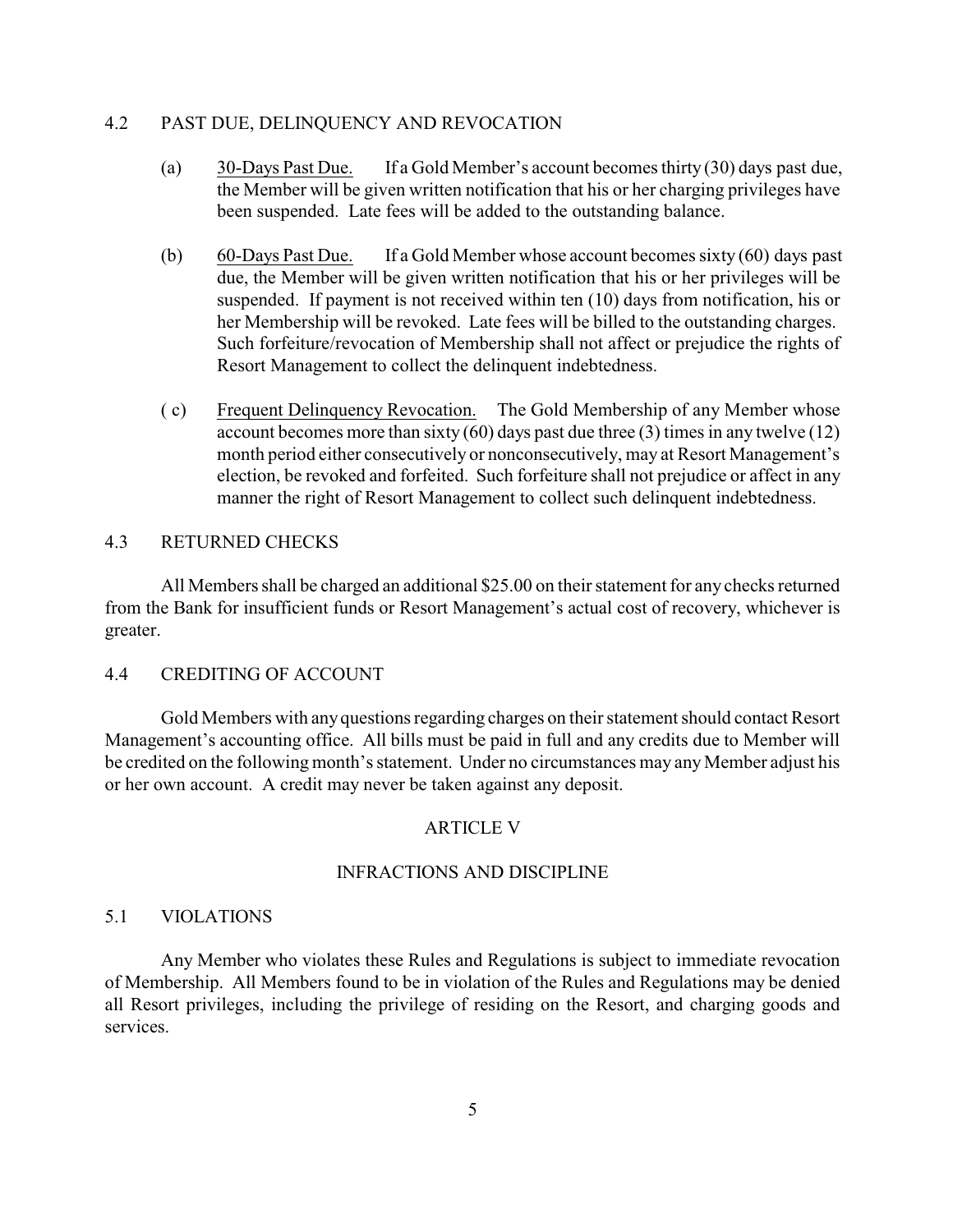## 4.2 PAST DUE, DELINQUENCY AND REVOCATION

(a) 30-Days Past Due. If a Gold Member's account becomes thirty (30) days past due, the Member will be given written notification that his or her charging privileges have been suspended. Late fees will be added to the outstanding balance.

(b) 60-Days Past Due. If a Gold Member whose account becomes sixty (60) days past due, the Member will be given written notification that his or her privileges will be suspended. If payment is not received within ten (10) days from notification, his or her Membership will be revoked. Late fees will be billed to the outstanding charges. Such forfeiture/revocation of Membership shall not affect or prejudice the rights of Resort Management to collect the delinquent indebtedness.

( c) Frequent Delinquency Revocation. The Gold Membership of any Member whose account becomes more than sixty (60) days past due three (3) times in any twelve (12) month period either consecutively or nonconsecutively, may at Resort Management's election, be revoked and forfeited. Such forfeiture shall not prejudice or affect in any manner the right of Resort Management to collect such delinquent indebtedness.

## 4.3 RETURNED CHECKS

All Members shall be charged an additional $25.00 on their statement for any checks returned from the Bank for insufficient funds or Resort Management's actual cost of recovery, whichever is greater.

## 4.4 CREDITING OF ACCOUNT

Gold Members with any questions regarding charges on their statement should contact Resort Management's accounting office. All bills must be paid in full and any credits due to Member will be credited on the following month's statement. Under no circumstances may any Member adjust his or her own account. A credit may never be taken against any deposit.

# ARTICLE V

# INFRACTIONS AND DISCIPLINE

## 5.1 VIOLATIONS

Any Member who violates these Rules and Regulations is subject to immediate revocation of Membership. All Members found to be in violation of the Rules and Regulations may be denied all Resort privileges, including the privilege of residing on the Resort, and charging goods and services.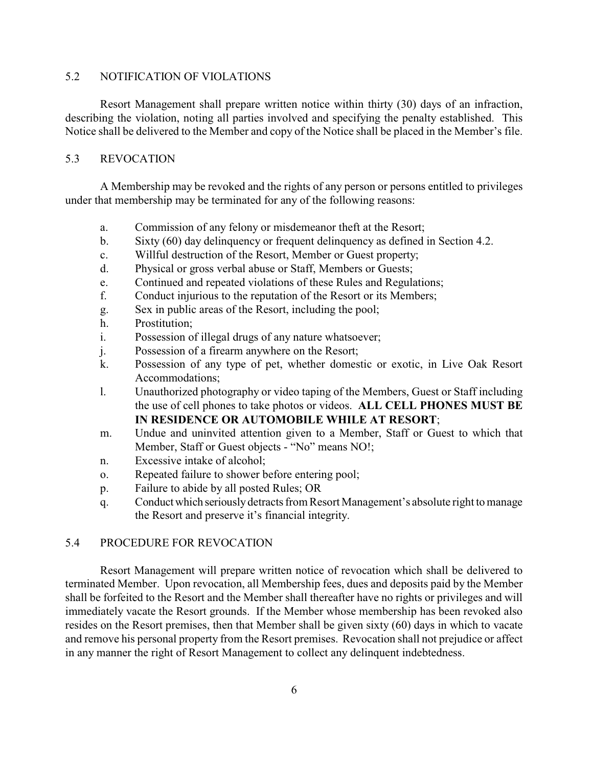## 5.2 NOTIFICATION OF VIOLATIONS

Resort Management shall prepare written notice within thirty (30) days of an infraction, describing the violation, noting all parties involved and specifying the penalty established. This Notice shall be delivered to the Member and copy of the Notice shall be placed in the Member's file.

## 5.3 REVOCATION

A Membership may be revoked and the rights of any person or persons entitled to privileges under that membership may be terminated for any of the following reasons:

a. Commission of any felony or misdemeanor theft at the Resort;
b. Sixty (60) day delinquency or frequent delinquency as defined in Section 4.2.
c. Willful destruction of the Resort, Member or Guest property;
d. Physical or gross verbal abuse or Staff, Members or Guests;
e. Continued and repeated violations of these Rules and Regulations;
f. Conduct injurious to the reputation of the Resort or its Members;
g. Sex in public areas of the Resort, including the pool;
h. Prostitution;
i. Possession of illegal drugs of any nature whatsoever;
j. Possession of a firearm anywhere on the Resort;
k. Possession of any type of pet, whether domestic or exotic, in Live Oak Resort Accommodations;
l. Unauthorized photography or video taping of the Members, Guest or Staff including the use of cell phones to take photos or videos. **ALL CELL PHONES MUST BE IN RESIDENCE OR AUTOMOBILE WHILE AT RESORT**;
m. Undue and uninvited attention given to a Member, Staff or Guest to which that Member, Staff or Guest objects - "No" means NO!;
n. Excessive intake of alcohol;
o. Repeated failure to shower before entering pool;
p. Failure to abide by all posted Rules; OR
q. Conduct which seriously detracts from Resort Management's absolute right to manage the Resort and preserve it's financial integrity.

## 5.4 PROCEDURE FOR REVOCATION

Resort Management will prepare written notice of revocation which shall be delivered to terminated Member. Upon revocation, all Membership fees, dues and deposits paid by the Member shall be forfeited to the Resort and the Member shall thereafter have no rights or privileges and will immediately vacate the Resort grounds. If the Member whose membership has been revoked also resides on the Resort premises, then that Member shall be given sixty (60) days in which to vacate and remove his personal property from the Resort premises. Revocation shall not prejudice or affect in any manner the right of Resort Management to collect any delinquent indebtedness.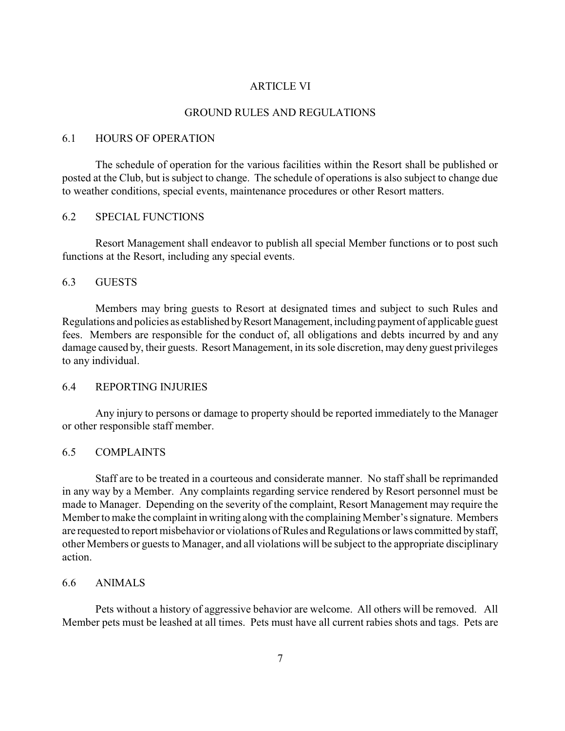# ARTICLE VI

## GROUND RULES AND REGULATIONS

### 6.1 HOURS OF OPERATION

The schedule of operation for the various facilities within the Resort shall be published or posted at the Club, but is subject to change. The schedule of operations is also subject to change due to weather conditions, special events, maintenance procedures or other Resort matters.

### 6.2 SPECIAL FUNCTIONS

Resort Management shall endeavor to publish all special Member functions or to post such functions at the Resort, including any special events.

### 6.3 GUESTS

Members may bring guests to Resort at designated times and subject to such Rules and Regulations and policies as established by Resort Management, including payment of applicable guest fees. Members are responsible for the conduct of, all obligations and debts incurred by and any damage caused by, their guests. Resort Management, in its sole discretion, may deny guest privileges to any individual.

### 6.4 REPORTING INJURIES

Any injury to persons or damage to property should be reported immediately to the Manager or other responsible staff member.

### 6.5 COMPLAINTS

Staff are to be treated in a courteous and considerate manner. No staff shall be reprimanded in any way by a Member. Any complaints regarding service rendered by Resort personnel must be made to Manager. Depending on the severity of the complaint, Resort Management may require the Member to make the complaint in writing along with the complaining Member's signature. Members are requested to report misbehavior or violations of Rules and Regulations or laws committed by staff, other Members or guests to Manager, and all violations will be subject to the appropriate disciplinary action.

### 6.6 ANIMALS

Pets without a history of aggressive behavior are welcome. All others will be removed. All Member pets must be leashed at all times. Pets must have all current rabies shots and tags. Pets are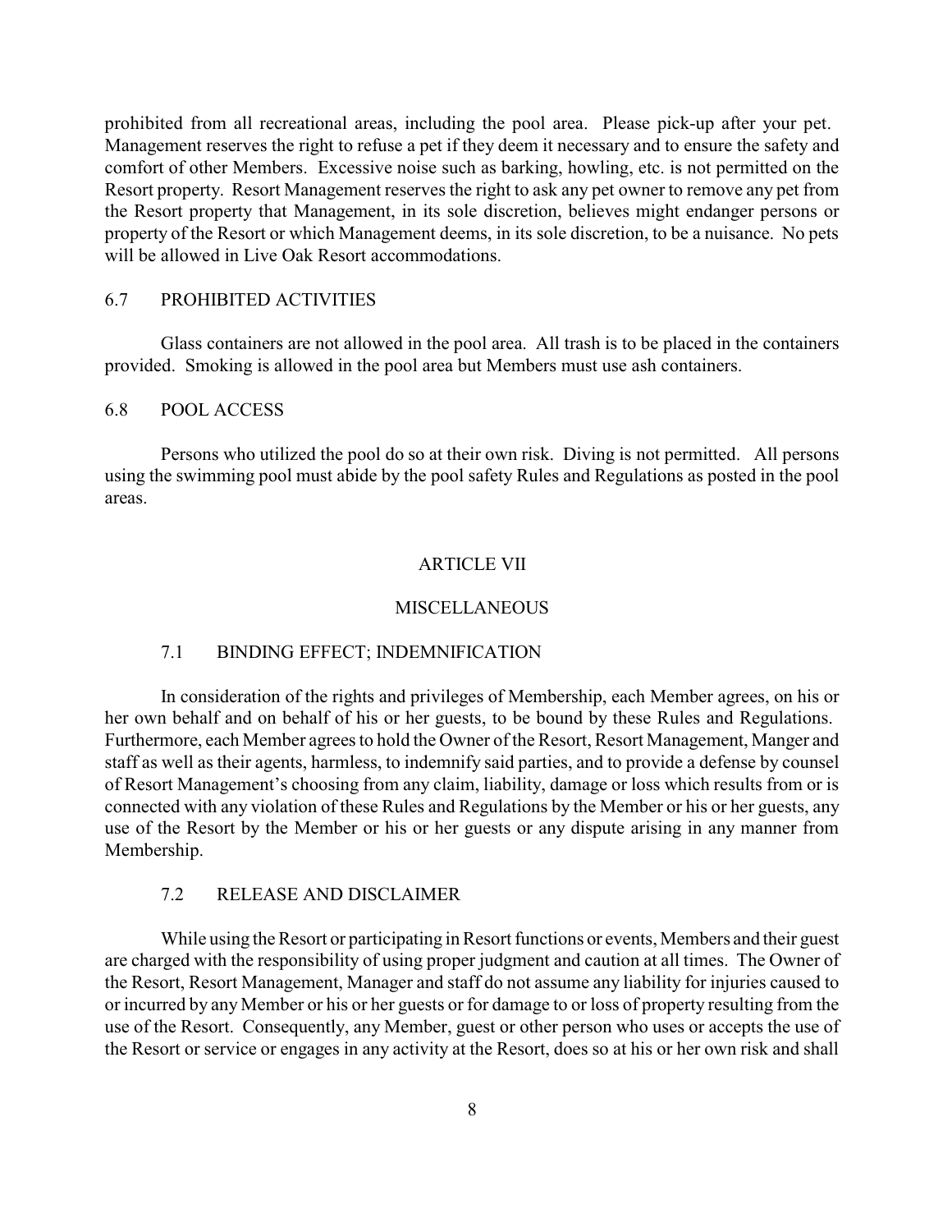prohibited from all recreational areas, including the pool area. Please pick-up after your pet. Management reserves the right to refuse a pet if they deem it necessary and to ensure the safety and comfort of other Members. Excessive noise such as barking, howling, etc. is not permitted on the Resort property. Resort Management reserves the right to ask any pet owner to remove any pet from the Resort property that Management, in its sole discretion, believes might endanger persons or property of the Resort or which Management deems, in its sole discretion, to be a nuisance. No pets will be allowed in Live Oak Resort accommodations.

### 6.7 PROHIBITED ACTIVITIES

Glass containers are not allowed in the pool area. All trash is to be placed in the containers provided. Smoking is allowed in the pool area but Members must use ash containers.

### 6.8 POOL ACCESS

Persons who utilized the pool do so at their own risk. Diving is not permitted. All persons using the swimming pool must abide by the pool safety Rules and Regulations as posted in the pool areas.

## ARTICLE VII

## MISCELLANEOUS

### 7.1 BINDING EFFECT; INDEMNIFICATION

In consideration of the rights and privileges of Membership, each Member agrees, on his or her own behalf and on behalf of his or her guests, to be bound by these Rules and Regulations. Furthermore, each Member agrees to hold the Owner of the Resort, Resort Management, Manger and staff as well as their agents, harmless, to indemnify said parties, and to provide a defense by counsel of Resort Management's choosing from any claim, liability, damage or loss which results from or is connected with any violation of these Rules and Regulations by the Member or his or her guests, any use of the Resort by the Member or his or her guests or any dispute arising in any manner from Membership.

### 7.2 RELEASE AND DISCLAIMER

While using the Resort or participating in Resort functions or events, Members and their guest are charged with the responsibility of using proper judgment and caution at all times. The Owner of the Resort, Resort Management, Manager and staff do not assume any liability for injuries caused to or incurred by any Member or his or her guests or for damage to or loss of property resulting from the use of the Resort. Consequently, any Member, guest or other person who uses or accepts the use of the Resort or service or engages in any activity at the Resort, does so at his or her own risk and shall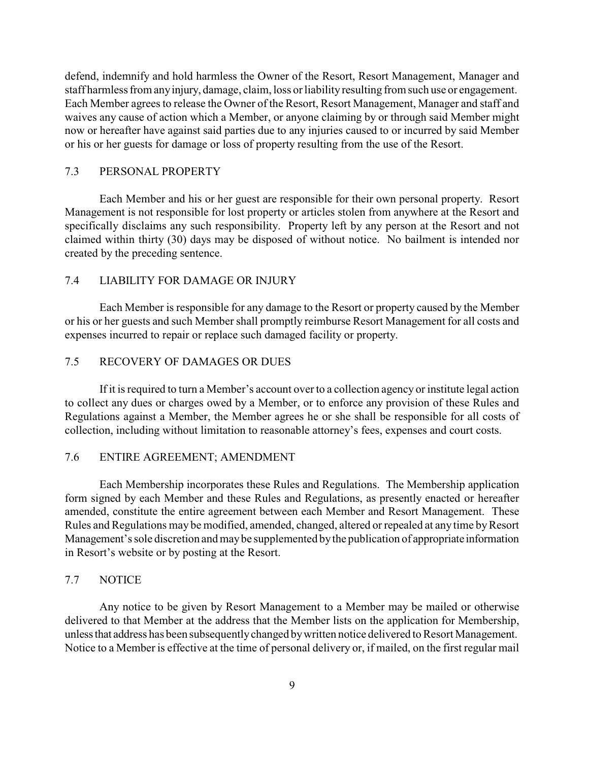defend, indemnify and hold harmless the Owner of the Resort, Resort Management, Manager and staff harmless from any injury, damage, claim, loss or liability resulting from such use or engagement. Each Member agrees to release the Owner of the Resort, Resort Management, Manager and staff and waives any cause of action which a Member, or anyone claiming by or through said Member might now or hereafter have against said parties due to any injuries caused to or incurred by said Member or his or her guests for damage or loss of property resulting from the use of the Resort.

## 7.3 PERSONAL PROPERTY

Each Member and his or her guest are responsible for their own personal property. Resort Management is not responsible for lost property or articles stolen from anywhere at the Resort and specifically disclaims any such responsibility. Property left by any person at the Resort and not claimed within thirty (30) days may be disposed of without notice. No bailment is intended nor created by the preceding sentence.

## 7.4 LIABILITY FOR DAMAGE OR INJURY

Each Member is responsible for any damage to the Resort or property caused by the Member or his or her guests and such Member shall promptly reimburse Resort Management for all costs and expenses incurred to repair or replace such damaged facility or property.

## 7.5 RECOVERY OF DAMAGES OR DUES

If it is required to turn a Member's account over to a collection agency or institute legal action to collect any dues or charges owed by a Member, or to enforce any provision of these Rules and Regulations against a Member, the Member agrees he or she shall be responsible for all costs of collection, including without limitation to reasonable attorney's fees, expenses and court costs.

## 7.6 ENTIRE AGREEMENT; AMENDMENT

Each Membership incorporates these Rules and Regulations. The Membership application form signed by each Member and these Rules and Regulations, as presently enacted or hereafter amended, constitute the entire agreement between each Member and Resort Management. These Rules and Regulations may be modified, amended, changed, altered or repealed at any time by Resort Management's sole discretion and may be supplemented by the publication of appropriate information in Resort's website or by posting at the Resort.

## 7.7 NOTICE

Any notice to be given by Resort Management to a Member may be mailed or otherwise delivered to that Member at the address that the Member lists on the application for Membership, unless that address has been subsequently changed by written notice delivered to Resort Management. Notice to a Member is effective at the time of personal delivery or, if mailed, on the first regular mail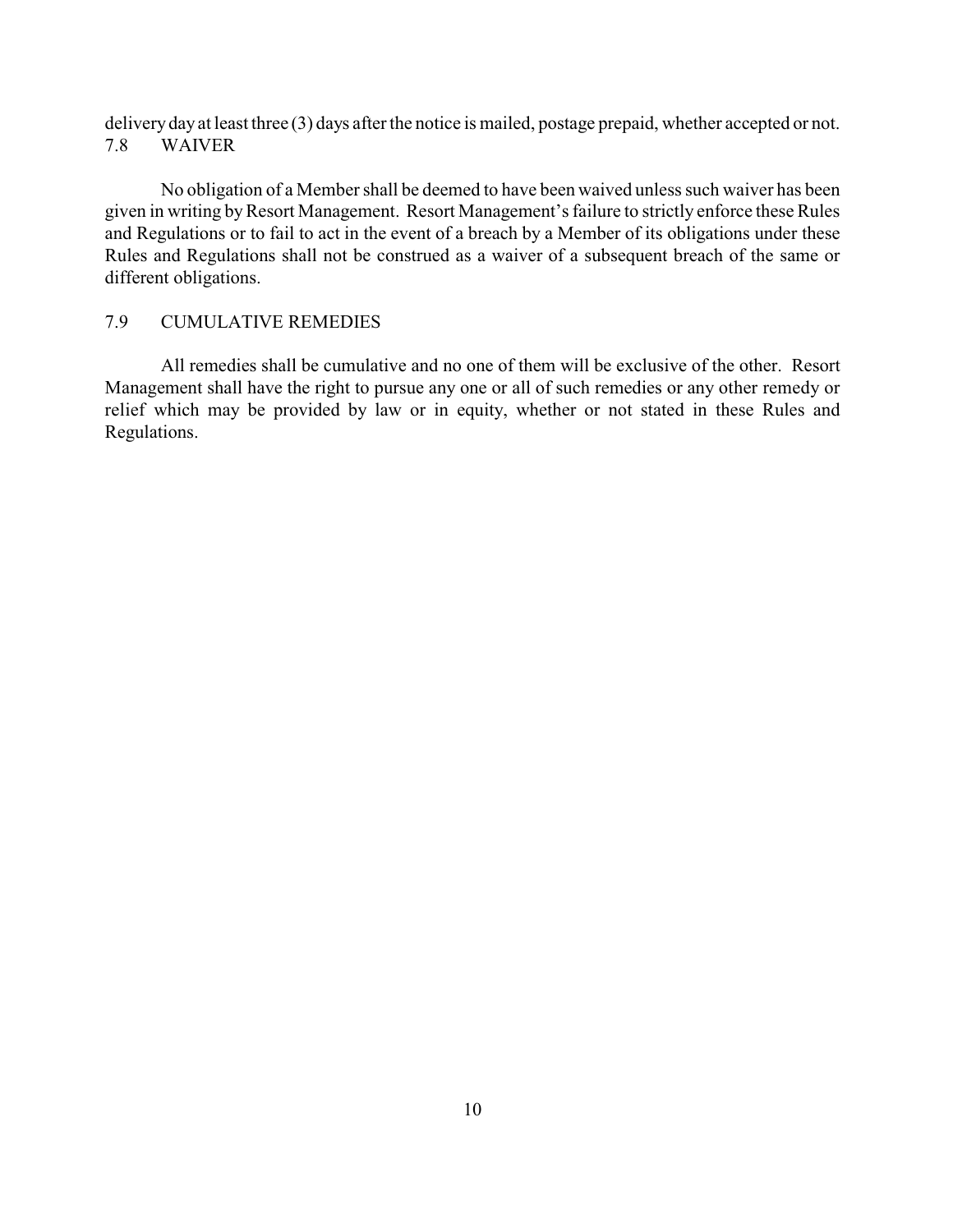delivery day at least three (3) days after the notice is mailed, postage prepaid, whether accepted or not.

### 7.8 WAIVER

No obligation of a Member shall be deemed to have been waived unless such waiver has been given in writing by Resort Management. Resort Management's failure to strictly enforce these Rules and Regulations or to fail to act in the event of a breach by a Member of its obligations under these Rules and Regulations shall not be construed as a waiver of a subsequent breach of the same or different obligations.

### 7.9 CUMULATIVE REMEDIES

All remedies shall be cumulative and no one of them will be exclusive of the other. Resort Management shall have the right to pursue any one or all of such remedies or any other remedy or relief which may be provided by law or in equity, whether or not stated in these Rules and Regulations.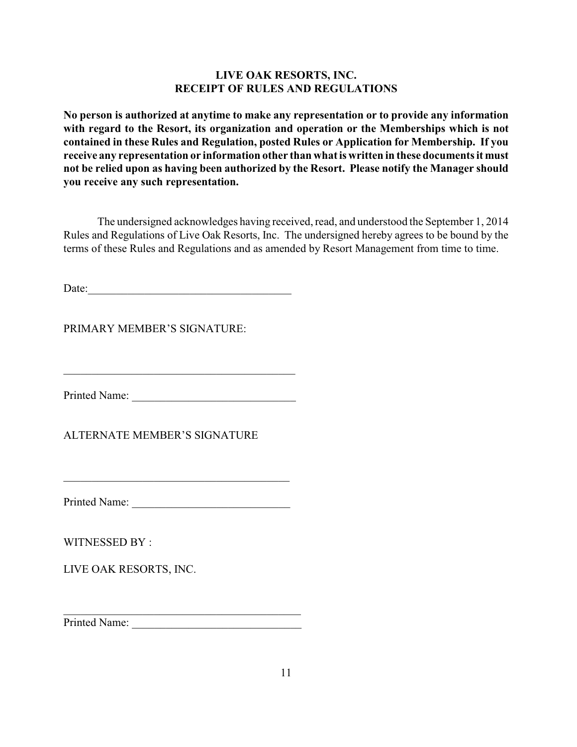## LIVE OAK RESORTS, INC.
## RECEIPT OF RULES AND REGULATIONS

**No person is authorized at anytime to make any representation or to provide any information with regard to the Resort, its organization and operation or the Memberships which is not contained in these Rules and Regulation, posted Rules or Application for Membership. If you receive any representation or information other than what is written in these documents it must not be relied upon as having been authorized by the Resort. Please notify the Manager should you receive any such representation.**

The undersigned acknowledges having received, read, and understood the September 1, 2014 Rules and Regulations of Live Oak Resorts, Inc. The undersigned hereby agrees to be bound by the terms of these Rules and Regulations and as amended by Resort Management from time to time.

Date:\_\_\_\_\_\_\_\_\_\_\_\_\_\_\_\_\_\_\_\_\_\_\_\_\_\_\_\_\_\_\_\_\_\_\_\_

PRIMARY MEMBER'S SIGNATURE:

\_\_\_\_\_\_\_\_\_\_\_\_\_\_\_\_\_\_\_\_\_\_\_\_\_\_\_\_\_\_\_\_\_\_\_\_\_\_\_\_\_\_

Printed Name: \_\_\_\_\_\_\_\_\_\_\_\_\_\_\_\_\_\_\_\_\_\_\_\_\_\_\_\_\_\_

ALTERNATE MEMBER'S SIGNATURE

\_\_\_\_\_\_\_\_\_\_\_\_\_\_\_\_\_\_\_\_\_\_\_\_\_\_\_\_\_\_\_\_\_\_\_\_\_\_\_\_\_

Printed Name: \_\_\_\_\_\_\_\_\_\_\_\_\_\_\_\_\_\_\_\_\_\_\_\_\_\_\_\_\_

WITNESSED BY :

LIVE OAK RESORTS, INC.

\_\_\_\_\_\_\_\_\_\_\_\_\_\_\_\_\_\_\_\_\_\_\_\_\_\_\_\_\_\_\_\_\_\_\_\_\_\_\_\_\_\_\_\_

Printed Name: \_\_\_\_\_\_\_\_\_\_\_\_\_\_\_\_\_\_\_\_\_\_\_\_\_\_\_\_\_\_\_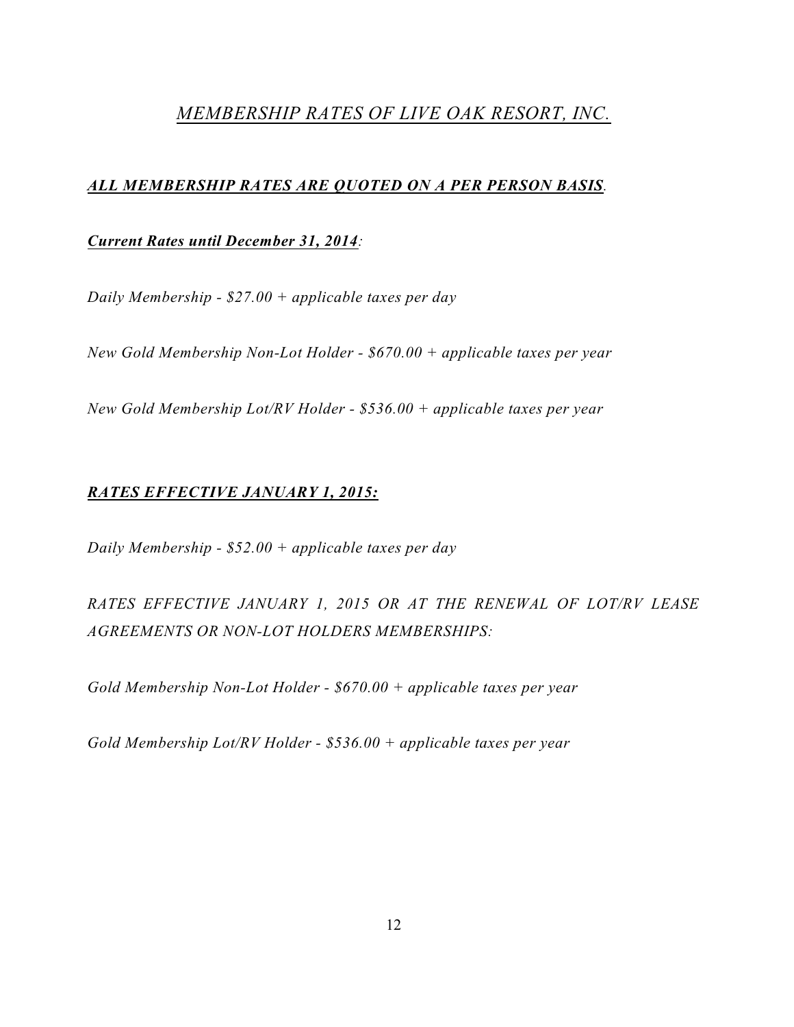# *MEMBERSHIP RATES OF LIVE OAK RESORT, INC.*

***ALL MEMBERSHIP RATES ARE QUOTED ON A PER PERSON BASIS***.

***Current Rates until December 31, 2014***:

*Daily Membership - $27.00 + applicable taxes per day*

*New Gold Membership Non-Lot Holder - $670.00 + applicable taxes per year*

*New Gold Membership Lot/RV Holder - $536.00 + applicable taxes per year*

***RATES EFFECTIVE JANUARY 1, 2015:***

*Daily Membership - $52.00 + applicable taxes per day*

*RATES EFFECTIVE JANUARY 1, 2015 OR AT THE RENEWAL OF LOT/RV LEASE AGREEMENTS OR NON-LOT HOLDERS MEMBERSHIPS:*

*Gold Membership Non-Lot Holder - $670.00 + applicable taxes per year*

*Gold Membership Lot/RV Holder - $536.00 + applicable taxes per year*